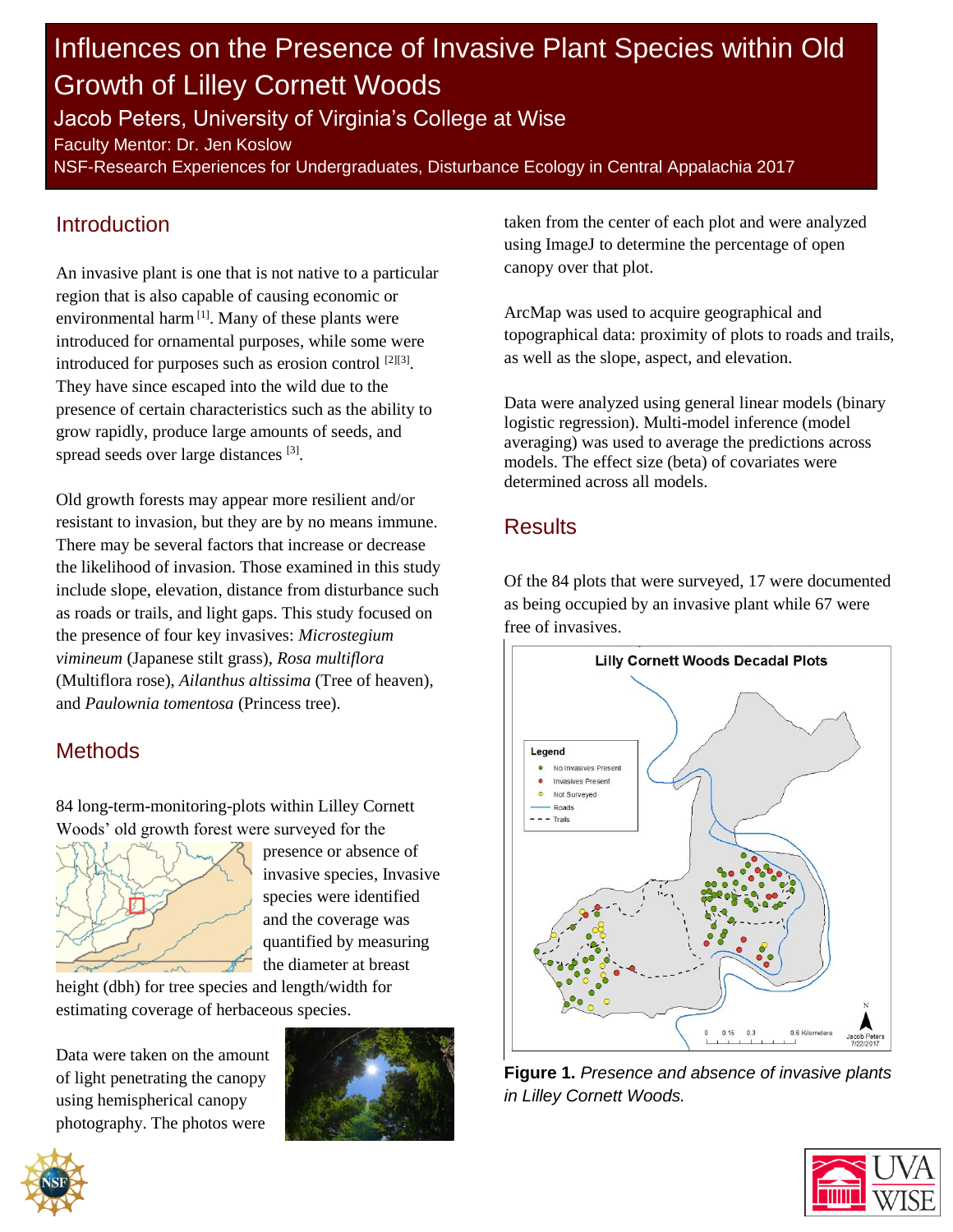# Influences on the Presence of Invasive Plant Species within Old Growth of Lilley Cornett Woods

Jacob Peters, University of Virginia's College at Wise

Faculty Mentor: Dr. Jen Koslow

NSF-Research Experiences for Undergraduates, Disturbance Ecology in Central Appalachia 2017

## Introduction

An invasive plant is one that is not native to a particular region that is also capable of causing economic or environmental harm [1]. Many of these plants were introduced for ornamental purposes, while some were introduced for purposes such as erosion control [2][3]. They have since escaped into the wild due to the presence of certain characteristics such as the ability to grow rapidly, produce large amounts of seeds, and spread seeds over large distances [3].

Old growth forests may appear more resilient and/or resistant to invasion, but they are by no means immune. There may be several factors that increase or decrease the likelihood of invasion. Those examined in this study include slope, elevation, distance from disturbance such as roads or trails, and light gaps. This study focused on the presence of four key invasives: *Microstegium vimineum* (Japanese stilt grass), *Rosa multiflora* (Multiflora rose), *Ailanthus altissima* (Tree of heaven), and *Paulownia tomentosa* (Princess tree).

## Methods

84 long-term-monitoring-plots within Lilley Cornett Woods' old growth forest were surveyed for the presence or absence of invasive species, Invasive species were identified and the coverage was quantified by measuring the diameter at breast height (dbh) for tree species and length/width for estimating coverage of herbaceous species.

Data were taken on the amount of light penetrating the canopy using hemispherical canopy photography. The photos were taken from the center of each plot and were analyzed using ImageJ to determine the percentage of open canopy over that plot.

ArcMap was used to acquire geographical and topographical data: proximity of plots to roads and trails, as well as the slope, aspect, and elevation.

Data were analyzed using general linear models (binary logistic regression). Multi-model inference (model averaging) was used to average the predictions across models. The effect size (beta) of covariates were determined across all models.

## Results

Of the 84 plots that were surveyed, 17 were documented as being occupied by an invasive plant while 67 were free of invasives.

**Figure 1.** *Presence and absence of invasive plants in Lilley Cornett Woods.*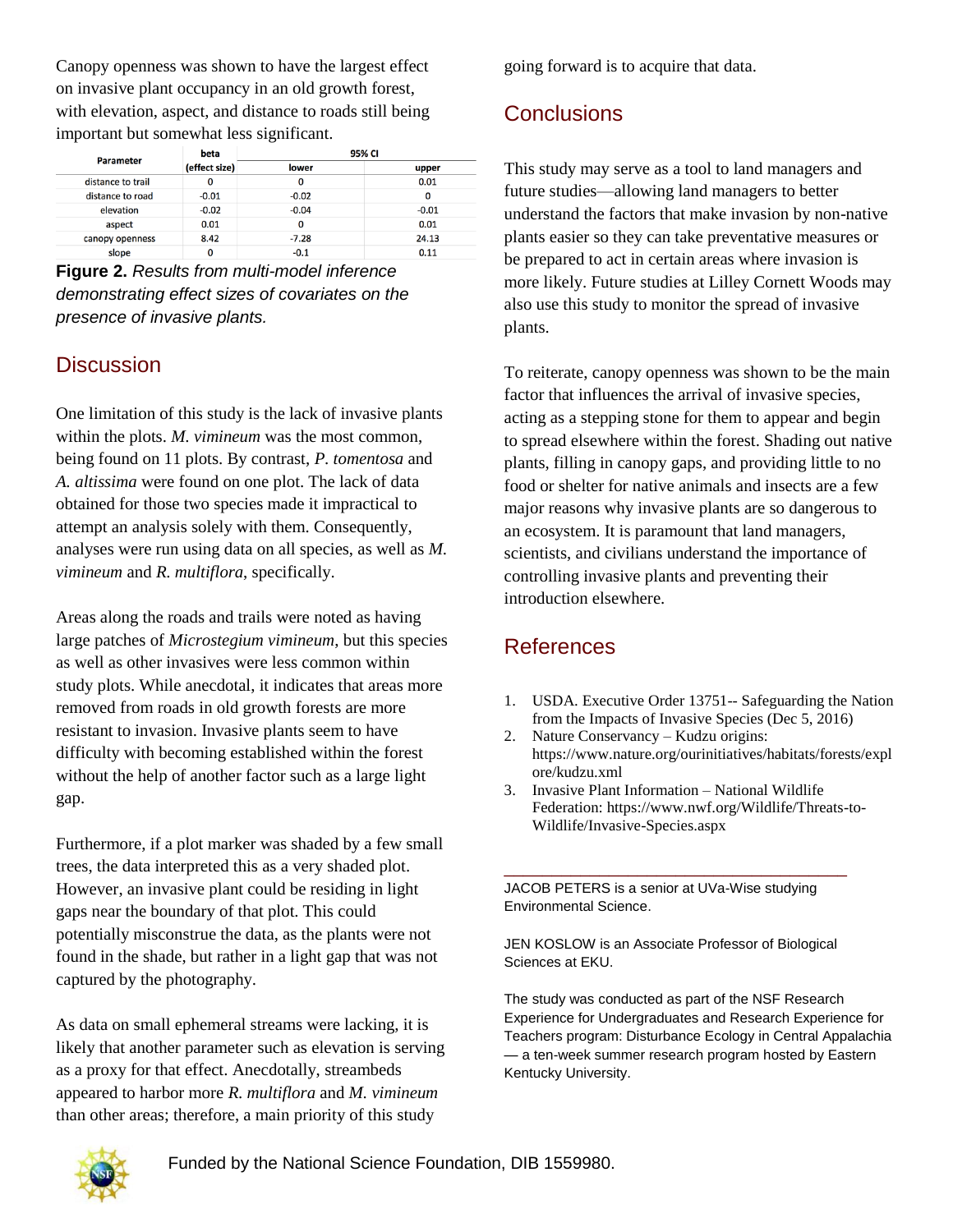Canopy openness was shown to have the largest effect on invasive plant occupancy in an old growth forest, with elevation, aspect, and distance to roads still being important but somewhat less significant.

| Parameter | beta (effect size) | 95% CI | |
|---|---|---|---|
| | | lower | upper |
| distance to trail | 0 | 0 | 0.01 |
| distance to road | -0.01 | -0.02 | 0 |
| elevation | -0.02 | -0.04 | -0.01 |
| aspect | 0.01 | 0 | 0.01 |
| canopy openness | 8.42 | -7.28 | 24.13 |
| slope | 0 | -0.1 | 0.11 |

**Figure 2.** *Results from multi-model inference demonstrating effect sizes of covariates on the presence of invasive plants.*

## Discussion

One limitation of this study is the lack of invasive plants within the plots. *M. vimineum* was the most common, being found on 11 plots. By contrast, *P. tomentosa* and *A. altissima* were found on one plot. The lack of data obtained for those two species made it impractical to attempt an analysis solely with them. Consequently, analyses were run using data on all species, as well as *M. vimineum* and *R. multiflora*, specifically.

Areas along the roads and trails were noted as having large patches of *Microstegium vimineum*, but this species as well as other invasives were less common within study plots. While anecdotal, it indicates that areas more removed from roads in old growth forests are more resistant to invasion. Invasive plants seem to have difficulty with becoming established within the forest without the help of another factor such as a large light gap.

Furthermore, if a plot marker was shaded by a few small trees, the data interpreted this as a very shaded plot. However, an invasive plant could be residing in light gaps near the boundary of that plot. This could potentially misconstrue the data, as the plants were not found in the shade, but rather in a light gap that was not captured by the photography.

As data on small ephemeral streams were lacking, it is likely that another parameter such as elevation is serving as a proxy for that effect. Anecdotally, streambeds appeared to harbor more *R. multiflora* and *M. vimineum* than other areas; therefore, a main priority of this study going forward is to acquire that data.

## Conclusions

This study may serve as a tool to land managers and future studies—allowing land managers to better understand the factors that make invasion by non-native plants easier so they can take preventative measures or be prepared to act in certain areas where invasion is more likely. Future studies at Lilley Cornett Woods may also use this study to monitor the spread of invasive plants.

To reiterate, canopy openness was shown to be the main factor that influences the arrival of invasive species, acting as a stepping stone for them to appear and begin to spread elsewhere within the forest. Shading out native plants, filling in canopy gaps, and providing little to no food or shelter for native animals and insects are a few major reasons why invasive plants are so dangerous to an ecosystem. It is paramount that land managers, scientists, and civilians understand the importance of controlling invasive plants and preventing their introduction elsewhere.

## References

1. USDA. Executive Order 13751-- Safeguarding the Nation from the Impacts of Invasive Species (Dec 5, 2016)
2. Nature Conservancy – Kudzu origins: https://www.nature.org/ourinitiatives/habitats/forests/explore/kudzu.xml
3. Invasive Plant Information – National Wildlife Federation: https://www.nwf.org/Wildlife/Threats-to-Wildlife/Invasive-Species.aspx

---

JACOB PETERS is a senior at UVa-Wise studying Environmental Science.

JEN KOSLOW is an Associate Professor of Biological Sciences at EKU.

The study was conducted as part of the NSF Research Experience for Undergraduates and Research Experience for Teachers program: Disturbance Ecology in Central Appalachia — a ten-week summer research program hosted by Eastern Kentucky University.

Funded by the National Science Foundation, DIB 1559980.